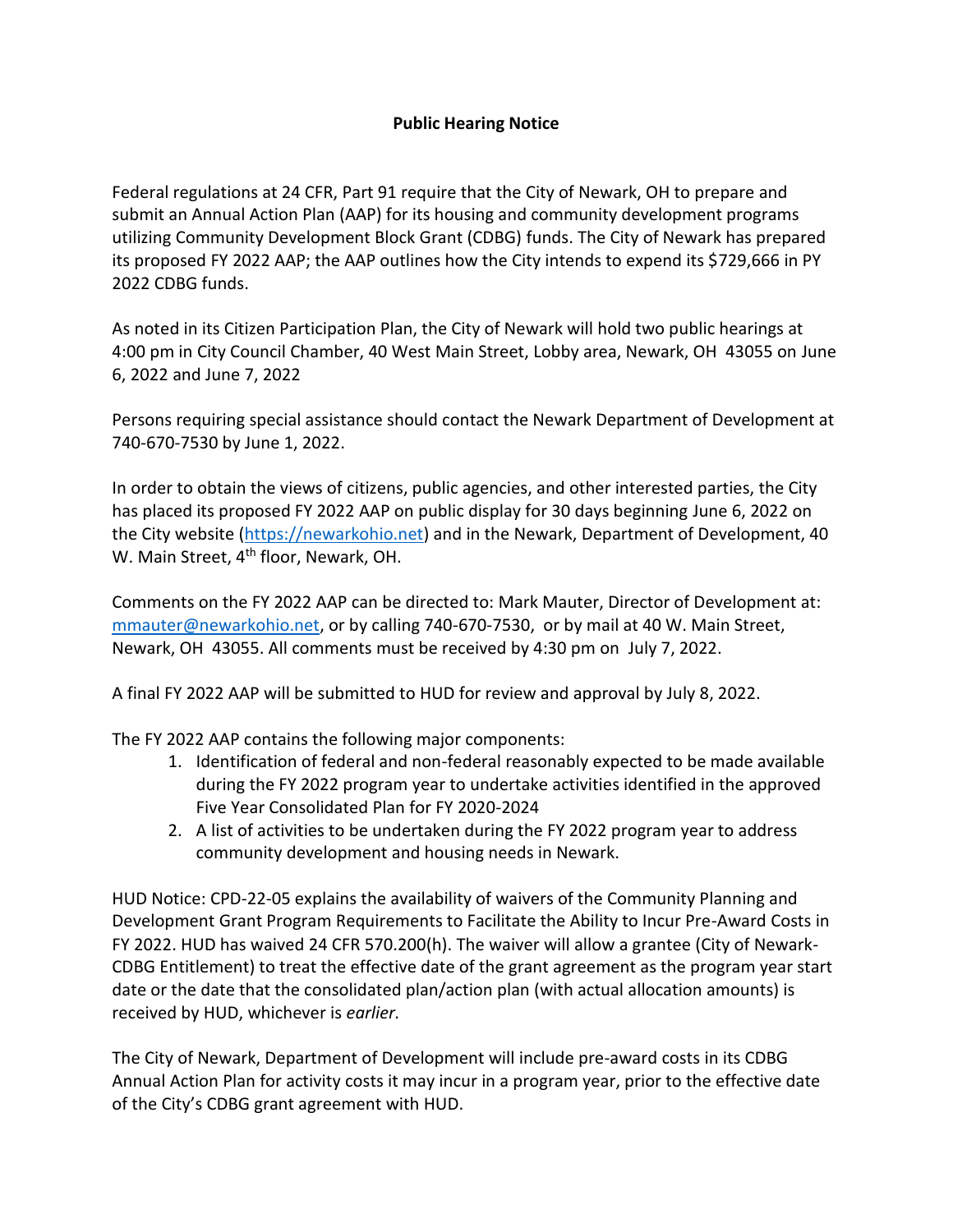# Public Hearing Notice

Federal regulations at 24 CFR, Part 91 require that the City of Newark, OH to prepare and submit an Annual Action Plan (AAP) for its housing and community development programs utilizing Community Development Block Grant (CDBG) funds. The City of Newark has prepared its proposed FY 2022 AAP; the AAP outlines how the City intends to expend its $729,666 in PY 2022 CDBG funds.

As noted in its Citizen Participation Plan, the City of Newark will hold two public hearings at 4:00 pm in City Council Chamber, 40 West Main Street, Lobby area, Newark, OH 43055 on June 6, 2022 and June 7, 2022

Persons requiring special assistance should contact the Newark Department of Development at 740-670-7530 by June 1, 2022.

In order to obtain the views of citizens, public agencies, and other interested parties, the City has placed its proposed FY 2022 AAP on public display for 30 days beginning June 6, 2022 on the City website (https://newarkohio.net) and in the Newark, Department of Development, 40 W. Main Street, 4th floor, Newark, OH.

Comments on the FY 2022 AAP can be directed to: Mark Mauter, Director of Development at: mmauter@newarkohio.net, or by calling 740-670-7530, or by mail at 40 W. Main Street, Newark, OH 43055. All comments must be received by 4:30 pm on July 7, 2022.

A final FY 2022 AAP will be submitted to HUD for review and approval by July 8, 2022.

The FY 2022 AAP contains the following major components:

1. Identification of federal and non-federal reasonably expected to be made available during the FY 2022 program year to undertake activities identified in the approved Five Year Consolidated Plan for FY 2020-2024
2. A list of activities to be undertaken during the FY 2022 program year to address community development and housing needs in Newark.

HUD Notice: CPD-22-05 explains the availability of waivers of the Community Planning and Development Grant Program Requirements to Facilitate the Ability to Incur Pre-Award Costs in FY 2022. HUD has waived 24 CFR 570.200(h). The waiver will allow a grantee (City of Newark-CDBG Entitlement) to treat the effective date of the grant agreement as the program year start date or the date that the consolidated plan/action plan (with actual allocation amounts) is received by HUD, whichever is *earlier.*

The City of Newark, Department of Development will include pre-award costs in its CDBG Annual Action Plan for activity costs it may incur in a program year, prior to the effective date of the City's CDBG grant agreement with HUD.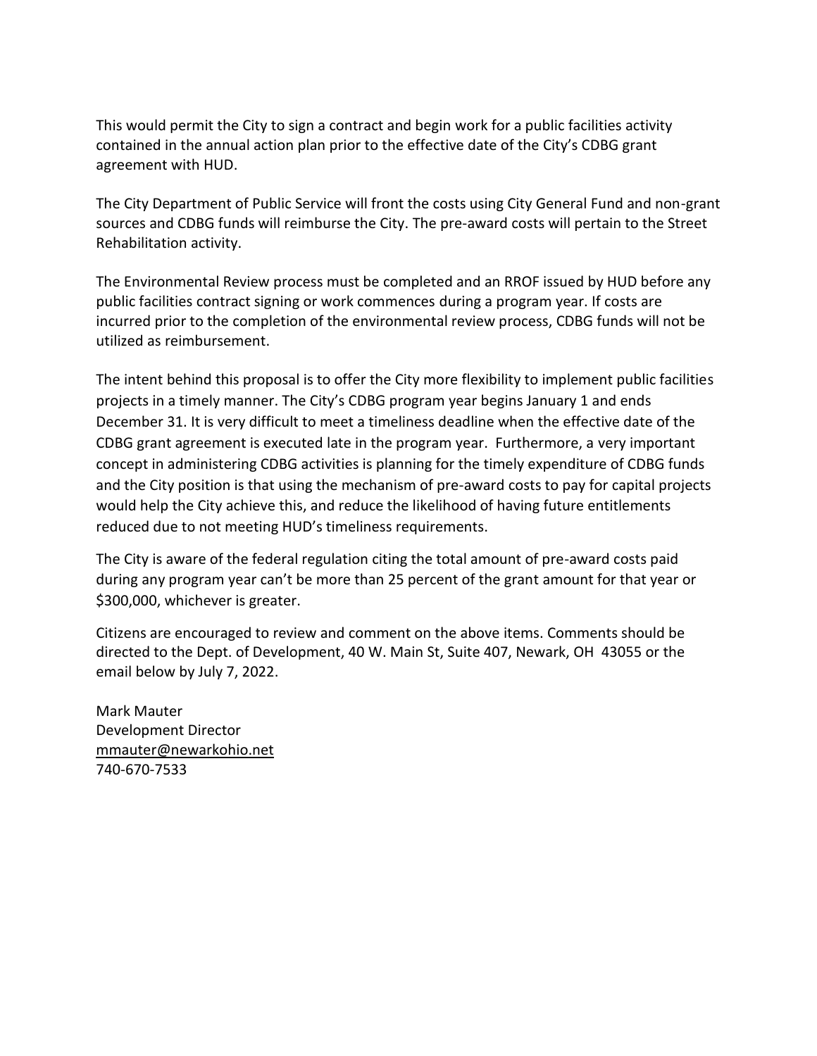This would permit the City to sign a contract and begin work for a public facilities activity contained in the annual action plan prior to the effective date of the City's CDBG grant agreement with HUD.

The City Department of Public Service will front the costs using City General Fund and non-grant sources and CDBG funds will reimburse the City. The pre-award costs will pertain to the Street Rehabilitation activity.

The Environmental Review process must be completed and an RROF issued by HUD before any public facilities contract signing or work commences during a program year. If costs are incurred prior to the completion of the environmental review process, CDBG funds will not be utilized as reimbursement.

The intent behind this proposal is to offer the City more flexibility to implement public facilities projects in a timely manner. The City's CDBG program year begins January 1 and ends December 31. It is very difficult to meet a timeliness deadline when the effective date of the CDBG grant agreement is executed late in the program year. Furthermore, a very important concept in administering CDBG activities is planning for the timely expenditure of CDBG funds and the City position is that using the mechanism of pre-award costs to pay for capital projects would help the City achieve this, and reduce the likelihood of having future entitlements reduced due to not meeting HUD's timeliness requirements.

The City is aware of the federal regulation citing the total amount of pre-award costs paid during any program year can't be more than 25 percent of the grant amount for that year or $300,000, whichever is greater.

Citizens are encouraged to review and comment on the above items. Comments should be directed to the Dept. of Development, 40 W. Main St, Suite 407, Newark, OH 43055 or the email below by July 7, 2022.

Mark Mauter
Development Director
mmauter@newarkohio.net
740-670-7533